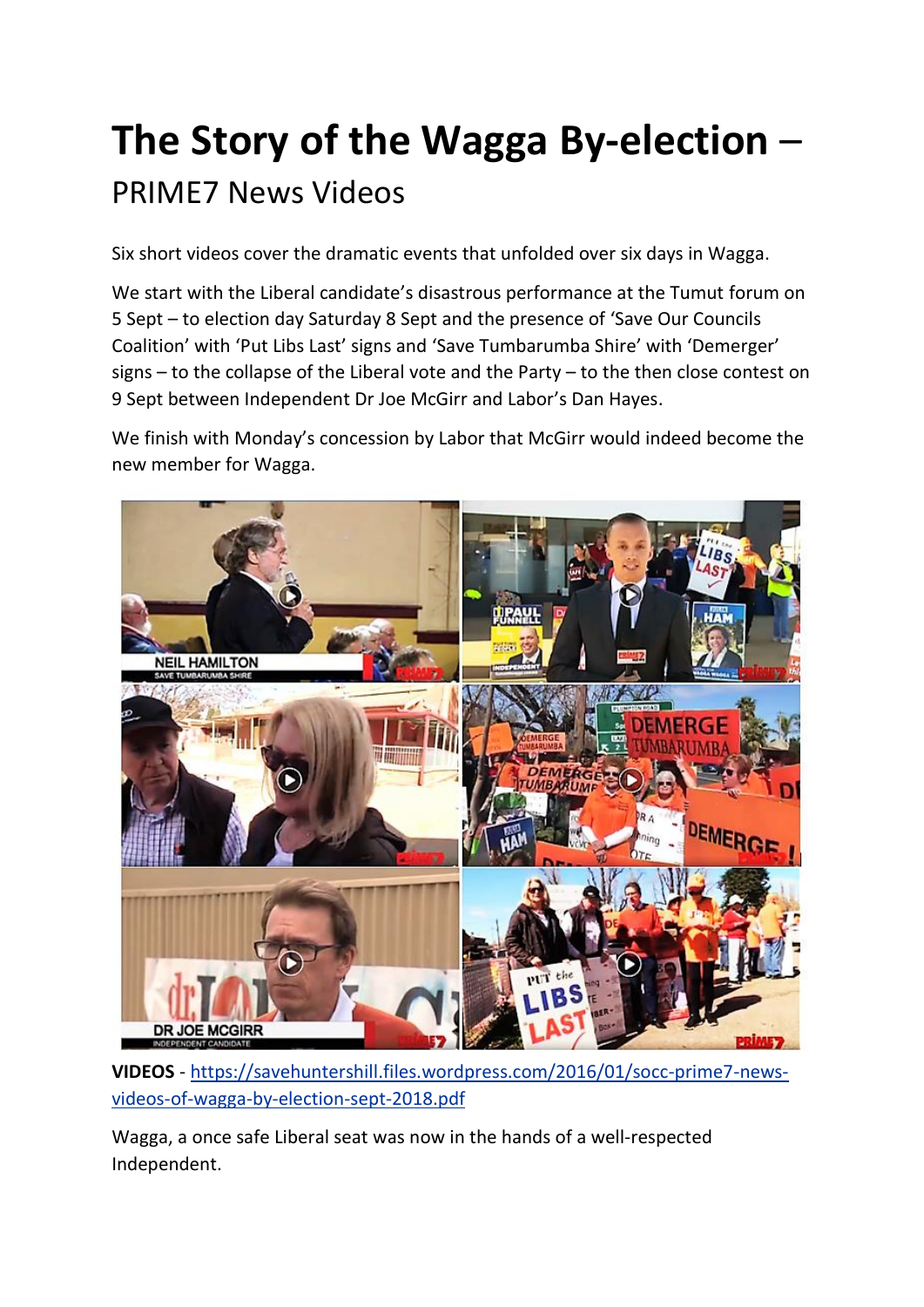# The Story of the Wagga By-election – PRIME7 News Videos

Six short videos cover the dramatic events that unfolded over six days in Wagga.

We start with the Liberal candidate's disastrous performance at the Tumut forum on 5 Sept – to election day Saturday 8 Sept and the presence of 'Save Our Councils Coalition' with 'Put Libs Last' signs and 'Save Tumbarumba Shire' with 'Demerger' signs – to the collapse of the Liberal vote and the Party – to the then close contest on 9 Sept between Independent Dr Joe McGirr and Labor's Dan Hayes.

We finish with Monday's concession by Labor that McGirr would indeed become the new member for Wagga.

**VIDEOS** - https://savehuntershill.files.wordpress.com/2016/01/socc-prime7-news-videos-of-wagga-by-election-sept-2018.pdf

Wagga, a once safe Liberal seat was now in the hands of a well-respected Independent.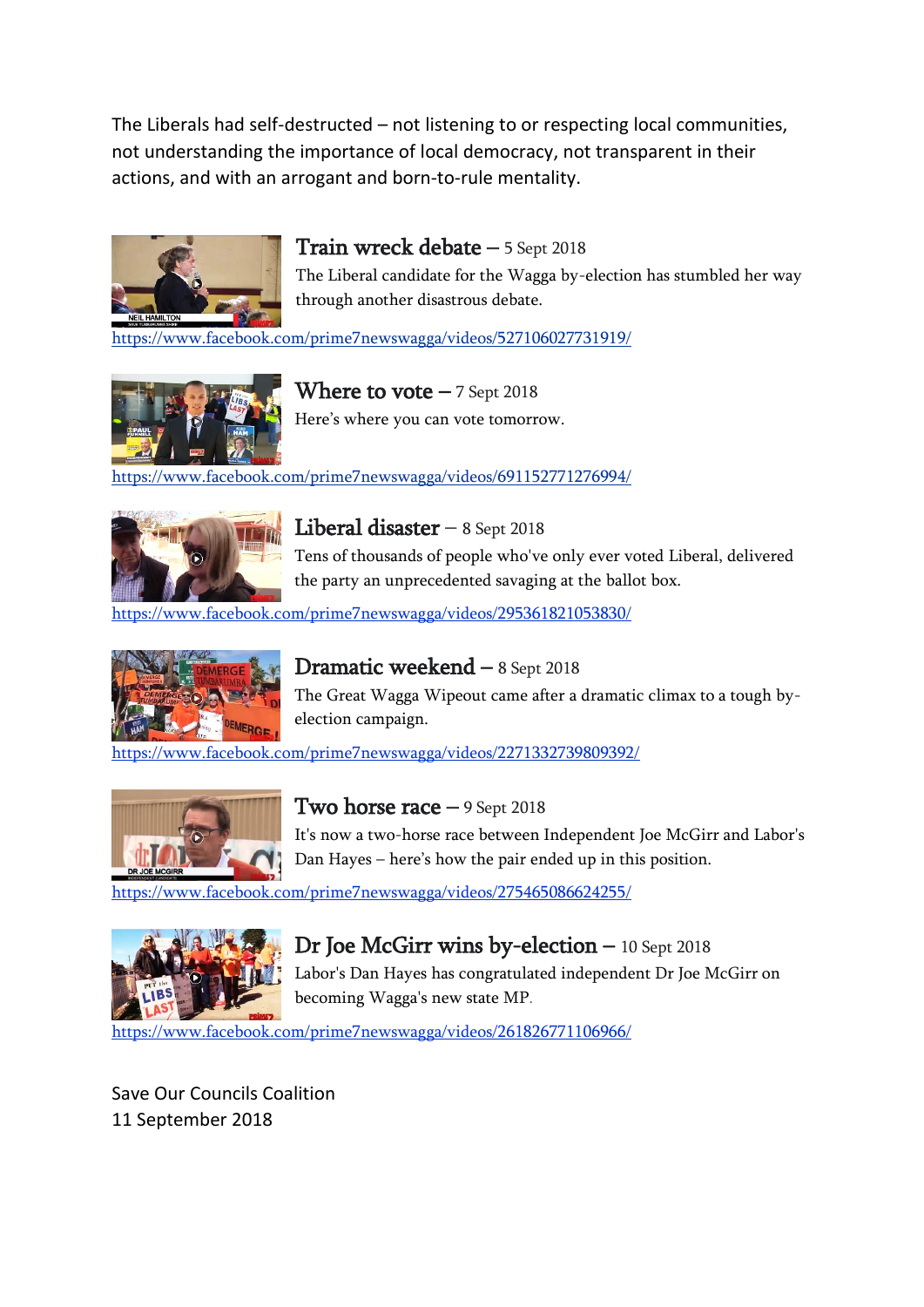The Liberals had self-destructed – not listening to or respecting local communities, not understanding the importance of local democracy, not transparent in their actions, and with an arrogant and born-to-rule mentality.

### Train wreck debate – 5 Sept 2018

The Liberal candidate for the Wagga by-election has stumbled her way through another disastrous debate.

https://www.facebook.com/prime7newswagga/videos/527106027731919/

### Where to vote – 7 Sept 2018

Here's where you can vote tomorrow.

https://www.facebook.com/prime7newswagga/videos/691152771276994/

### Liberal disaster – 8 Sept 2018

Tens of thousands of people who've only ever voted Liberal, delivered the party an unprecedented savaging at the ballot box.

https://www.facebook.com/prime7newswagga/videos/295361821053830/

### Dramatic weekend – 8 Sept 2018

The Great Wagga Wipeout came after a dramatic climax to a tough by-election campaign.

https://www.facebook.com/prime7newswagga/videos/2271332739809392/

### Two horse race – 9 Sept 2018

It's now a two-horse race between Independent Joe McGirr and Labor's Dan Hayes – here's how the pair ended up in this position.

https://www.facebook.com/prime7newswagga/videos/275465086624255/

### Dr Joe McGirr wins by-election – 10 Sept 2018

Labor's Dan Hayes has congratulated independent Dr Joe McGirr on becoming Wagga's new state MP.

https://www.facebook.com/prime7newswagga/videos/261826771106966/

Save Our Councils Coalition
11 September 2018